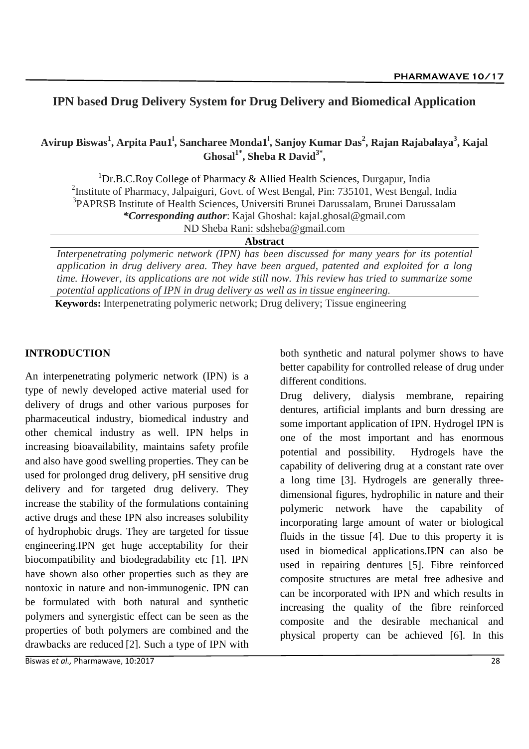# IPN based Drug Delivery System for Drug Delivery and Biomedical Application

**Avirup Biswas[1], Arpita Pau1[l], Sancharee Monda1[l], Sanjoy Kumar Das[2], Rajan Rajabalaya[3], Kajal Ghosal[1*], Sheba R David[3*],**

[1]Dr.B.C.Roy College of Pharmacy & Allied Health Sciences, Durgapur, India
[2]Institute of Pharmacy, Jalpaiguri, Govt. of West Bengal, Pin: 735101, West Bengal, India
[3]PAPRSB Institute of Health Sciences, Universiti Brunei Darussalam, Brunei Darussalam
***Corresponding author***: Kajal Ghoshal: kajal.ghosal@gmail.com
ND Sheba Rani: sdsheba@gmail.com

**Abstract**

*Interpenetrating polymeric network (IPN) has been discussed for many years for its potential application in drug delivery area. They have been argued, patented and exploited for a long time. However, its applications are not wide still now. This review has tried to summarize some potential applications of IPN in drug delivery as well as in tissue engineering.*

**Keywords:** Interpenetrating polymeric network; Drug delivery; Tissue engineering

## INTRODUCTION

An interpenetrating polymeric network (IPN) is a type of newly developed active material used for delivery of drugs and other various purposes for pharmaceutical industry, biomedical industry and other chemical industry as well. IPN helps in increasing bioavailability, maintains safety profile and also have good swelling properties. They can be used for prolonged drug delivery, pH sensitive drug delivery and for targeted drug delivery. They increase the stability of the formulations containing active drugs and these IPN also increases solubility of hydrophobic drugs. They are targeted for tissue engineering.IPN get huge acceptability for their biocompatibility and biodegradability etc [1]. IPN have shown also other properties such as they are nontoxic in nature and non-immunogenic. IPN can be formulated with both natural and synthetic polymers and synergistic effect can be seen as the properties of both polymers are combined and the drawbacks are reduced [2]. Such a type of IPN with both synthetic and natural polymer shows to have better capability for controlled release of drug under different conditions.

Drug delivery, dialysis membrane, repairing dentures, artificial implants and burn dressing are some important application of IPN. Hydrogel IPN is one of the most important and has enormous potential and possibility. Hydrogels have the capability of delivering drug at a constant rate over a long time [3]. Hydrogels are generally three-dimensional figures, hydrophilic in nature and their polymeric network have the capability of incorporating large amount of water or biological fluids in the tissue [4]. Due to this property it is used in biomedical applications.IPN can also be used in repairing dentures [5]. Fibre reinforced composite structures are metal free adhesive and can be incorporated with IPN and which results in increasing the quality of the fibre reinforced composite and the desirable mechanical and physical property can be achieved [6]. In this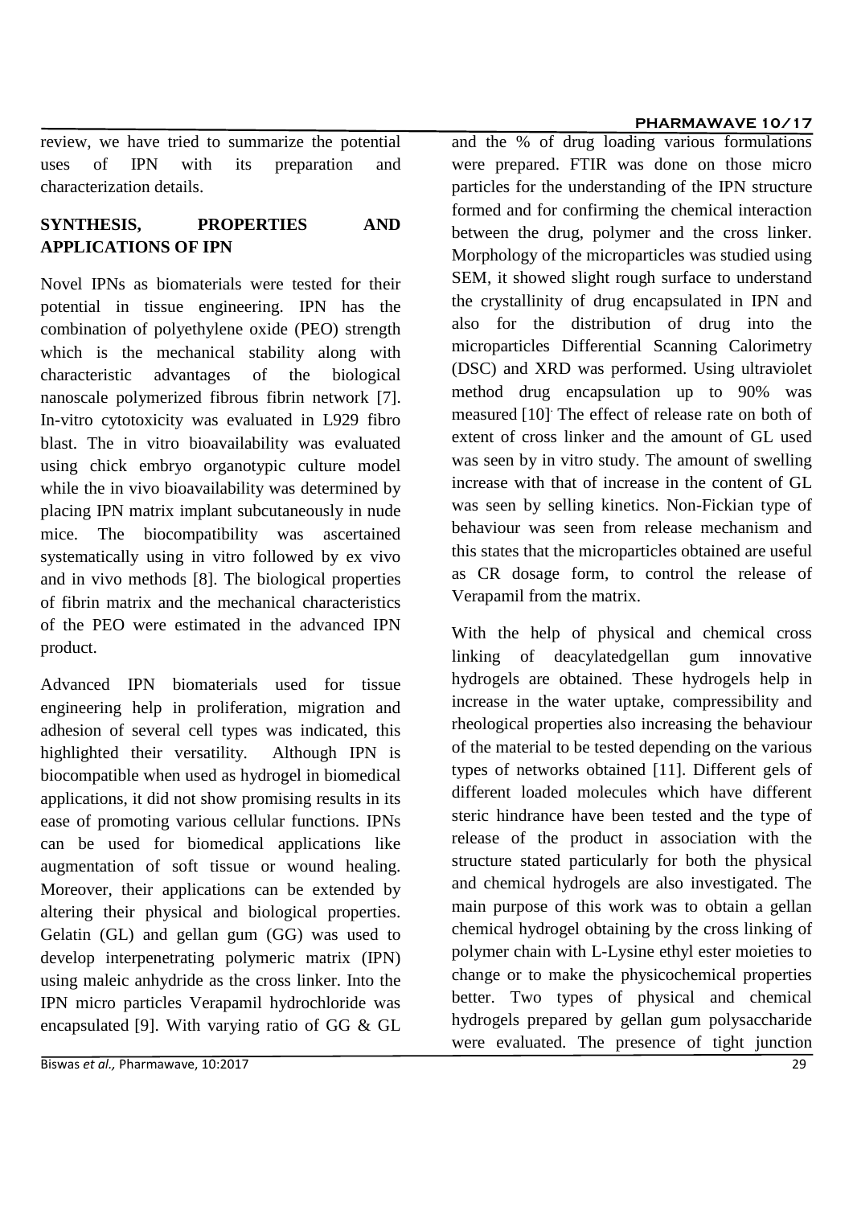review, we have tried to summarize the potential uses of IPN with its preparation and characterization details.

## SYNTHESIS, PROPERTIES AND APPLICATIONS OF IPN

Novel IPNs as biomaterials were tested for their potential in tissue engineering. IPN has the combination of polyethylene oxide (PEO) strength which is the mechanical stability along with characteristic advantages of the biological nanoscale polymerized fibrous fibrin network [7]. In-vitro cytotoxicity was evaluated in L929 fibro blast. The in vitro bioavailability was evaluated using chick embryo organotypic culture model while the in vivo bioavailability was determined by placing IPN matrix implant subcutaneously in nude mice. The biocompatibility was ascertained systematically using in vitro followed by ex vivo and in vivo methods [8]. The biological properties of fibrin matrix and the mechanical characteristics of the PEO were estimated in the advanced IPN product.

Advanced IPN biomaterials used for tissue engineering help in proliferation, migration and adhesion of several cell types was indicated, this highlighted their versatility. Although IPN is biocompatible when used as hydrogel in biomedical applications, it did not show promising results in its ease of promoting various cellular functions. IPNs can be used for biomedical applications like augmentation of soft tissue or wound healing. Moreover, their applications can be extended by altering their physical and biological properties. Gelatin (GL) and gellan gum (GG) was used to develop interpenetrating polymeric matrix (IPN) using maleic anhydride as the cross linker. Into the IPN micro particles Verapamil hydrochloride was encapsulated [9]. With varying ratio of GG & GL and the % of drug loading various formulations were prepared. FTIR was done on those micro particles for the understanding of the IPN structure formed and for confirming the chemical interaction between the drug, polymer and the cross linker. Morphology of the microparticles was studied using SEM, it showed slight rough surface to understand the crystallinity of drug encapsulated in IPN and also for the distribution of drug into the microparticles Differential Scanning Calorimetry (DSC) and XRD was performed. Using ultraviolet method drug encapsulation up to 90% was measured [10]. The effect of release rate on both of extent of cross linker and the amount of GL used was seen by in vitro study. The amount of swelling increase with that of increase in the content of GL was seen by selling kinetics. Non-Fickian type of behaviour was seen from release mechanism and this states that the microparticles obtained are useful as CR dosage form, to control the release of Verapamil from the matrix.

With the help of physical and chemical cross linking of deacylatedgellan gum innovative hydrogels are obtained. These hydrogels help in increase in the water uptake, compressibility and rheological properties also increasing the behaviour of the material to be tested depending on the various types of networks obtained [11]. Different gels of different loaded molecules which have different steric hindrance have been tested and the type of release of the product in association with the structure stated particularly for both the physical and chemical hydrogels are also investigated. The main purpose of this work was to obtain a gellan chemical hydrogel obtaining by the cross linking of polymer chain with L-Lysine ethyl ester moieties to change or to make the physicochemical properties better. Two types of physical and chemical hydrogels prepared by gellan gum polysaccharide were evaluated. The presence of tight junction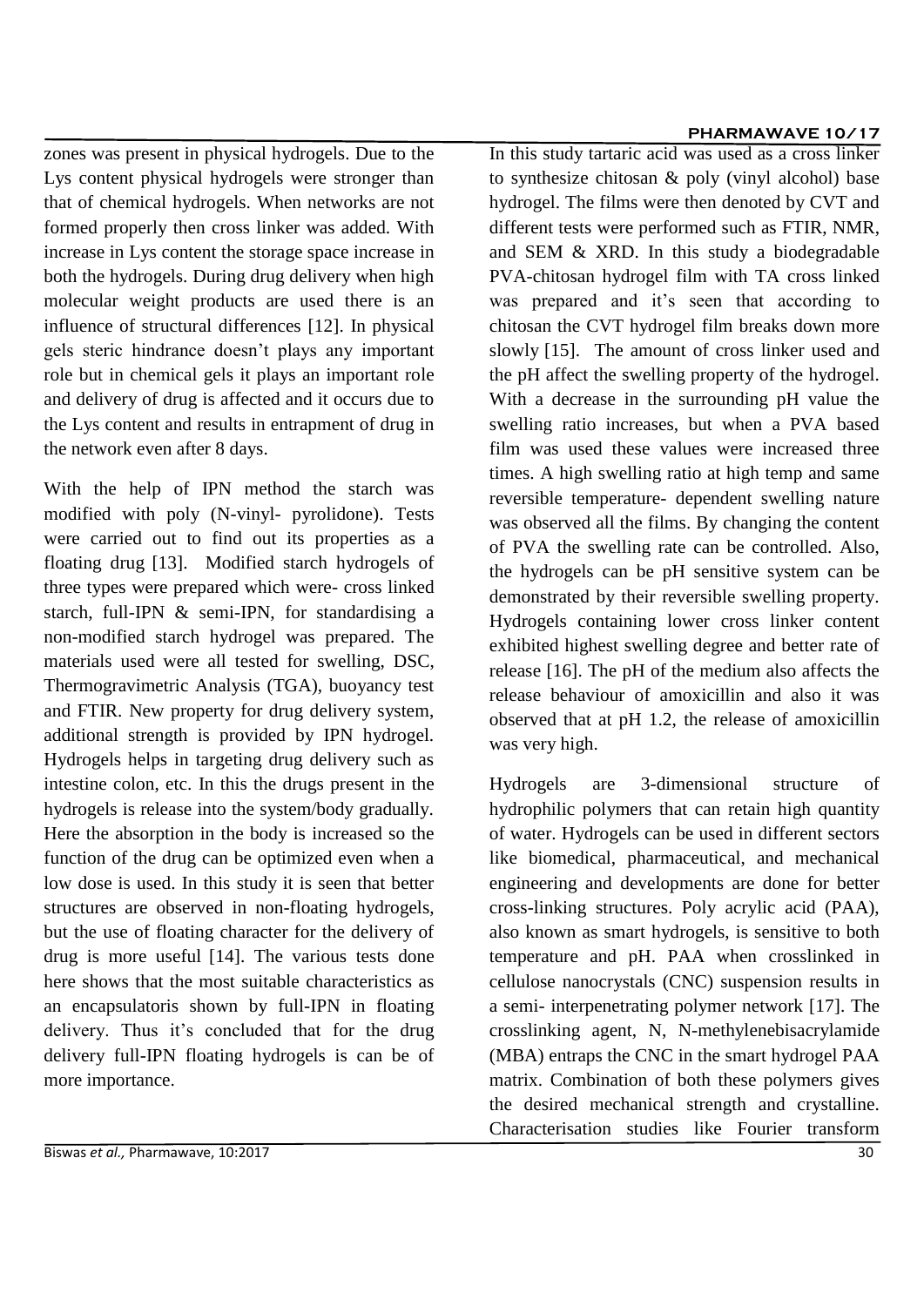zones was present in physical hydrogels. Due to the Lys content physical hydrogels were stronger than that of chemical hydrogels. When networks are not formed properly then cross linker was added. With increase in Lys content the storage space increase in both the hydrogels. During drug delivery when high molecular weight products are used there is an influence of structural differences [12]. In physical gels steric hindrance doesn't plays any important role but in chemical gels it plays an important role and delivery of drug is affected and it occurs due to the Lys content and results in entrapment of drug in the network even after 8 days.

With the help of IPN method the starch was modified with poly (N-vinyl- pyrolidone). Tests were carried out to find out its properties as a floating drug [13]. Modified starch hydrogels of three types were prepared which were- cross linked starch, full-IPN & semi-IPN, for standardising a non-modified starch hydrogel was prepared. The materials used were all tested for swelling, DSC, Thermogravimetric Analysis (TGA), buoyancy test and FTIR. New property for drug delivery system, additional strength is provided by IPN hydrogel. Hydrogels helps in targeting drug delivery such as intestine colon, etc. In this the drugs present in the hydrogels is release into the system/body gradually. Here the absorption in the body is increased so the function of the drug can be optimized even when a low dose is used. In this study it is seen that better structures are observed in non-floating hydrogels, but the use of floating character for the delivery of drug is more useful [14]. The various tests done here shows that the most suitable characteristics as an encapsulatoris shown by full-IPN in floating delivery. Thus it's concluded that for the drug delivery full-IPN floating hydrogels is can be of more importance.

In this study tartaric acid was used as a cross linker to synthesize chitosan & poly (vinyl alcohol) base hydrogel. The films were then denoted by CVT and different tests were performed such as FTIR, NMR, and SEM & XRD. In this study a biodegradable PVA-chitosan hydrogel film with TA cross linked was prepared and it's seen that according to chitosan the CVT hydrogel film breaks down more slowly [15]. The amount of cross linker used and the pH affect the swelling property of the hydrogel. With a decrease in the surrounding pH value the swelling ratio increases, but when a PVA based film was used these values were increased three times. A high swelling ratio at high temp and same reversible temperature- dependent swelling nature was observed all the films. By changing the content of PVA the swelling rate can be controlled. Also, the hydrogels can be pH sensitive system can be demonstrated by their reversible swelling property. Hydrogels containing lower cross linker content exhibited highest swelling degree and better rate of release [16]. The pH of the medium also affects the release behaviour of amoxicillin and also it was observed that at pH 1.2, the release of amoxicillin was very high.

Hydrogels are 3-dimensional structure of hydrophilic polymers that can retain high quantity of water. Hydrogels can be used in different sectors like biomedical, pharmaceutical, and mechanical engineering and developments are done for better cross-linking structures. Poly acrylic acid (PAA), also known as smart hydrogels, is sensitive to both temperature and pH. PAA when crosslinked in cellulose nanocrystals (CNC) suspension results in a semi- interpenetrating polymer network [17]. The crosslinking agent, N, N-methylenebisacrylamide (MBA) entraps the CNC in the smart hydrogel PAA matrix. Combination of both these polymers gives the desired mechanical strength and crystalline. Characterisation studies like Fourier transform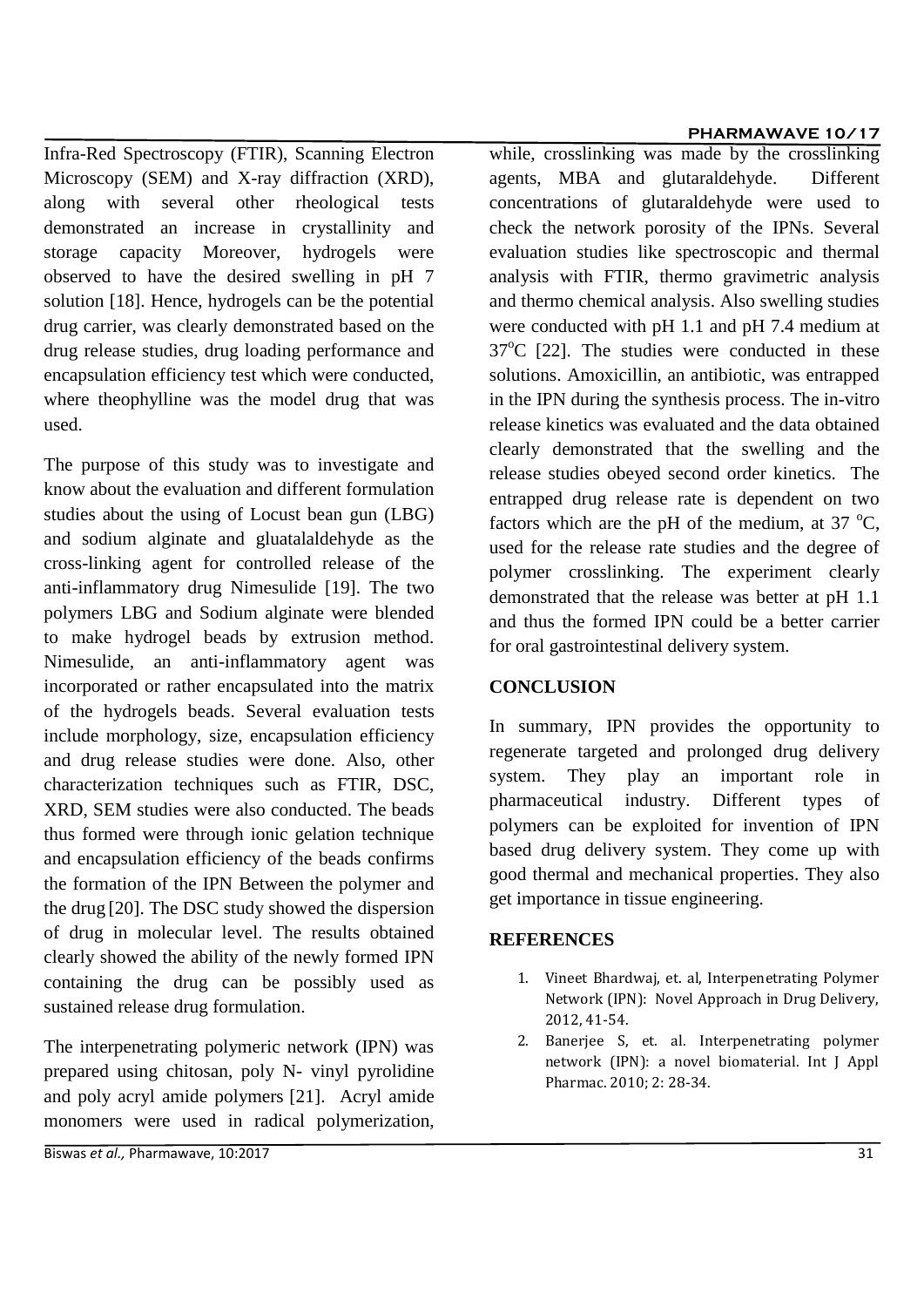Infra-Red Spectroscopy (FTIR), Scanning Electron Microscopy (SEM) and X-ray diffraction (XRD), along with several other rheological tests demonstrated an increase in crystallinity and storage capacity Moreover, hydrogels were observed to have the desired swelling in pH 7 solution [18]. Hence, hydrogels can be the potential drug carrier, was clearly demonstrated based on the drug release studies, drug loading performance and encapsulation efficiency test which were conducted, where theophylline was the model drug that was used.

The purpose of this study was to investigate and know about the evaluation and different formulation studies about the using of Locust bean gun (LBG) and sodium alginate and gluatalaldehyde as the cross-linking agent for controlled release of the anti-inflammatory drug Nimesulide [19]. The two polymers LBG and Sodium alginate were blended to make hydrogel beads by extrusion method. Nimesulide, an anti-inflammatory agent was incorporated or rather encapsulated into the matrix of the hydrogels beads. Several evaluation tests include morphology, size, encapsulation efficiency and drug release studies were done. Also, other characterization techniques such as FTIR, DSC, XRD, SEM studies were also conducted. The beads thus formed were through ionic gelation technique and encapsulation efficiency of the beads confirms the formation of the IPN Between the polymer and the drug [20]. The DSC study showed the dispersion of drug in molecular level. The results obtained clearly showed the ability of the newly formed IPN containing the drug can be possibly used as sustained release drug formulation.

The interpenetrating polymeric network (IPN) was prepared using chitosan, poly N- vinyl pyrolidine and poly acryl amide polymers [21]. Acryl amide monomers were used in radical polymerization, while, crosslinking was made by the crosslinking agents, MBA and glutaraldehyde. Different concentrations of glutaraldehyde were used to check the network porosity of the IPNs. Several evaluation studies like spectroscopic and thermal analysis with FTIR, thermo gravimetric analysis and thermo chemical analysis. Also swelling studies were conducted with pH 1.1 and pH 7.4 medium at $37^{o}C$ [22]. The studies were conducted in these solutions. Amoxicillin, an antibiotic, was entrapped in the IPN during the synthesis process. The in-vitro release kinetics was evaluated and the data obtained clearly demonstrated that the swelling and the release studies obeyed second order kinetics. The entrapped drug release rate is dependent on two factors which are the pH of the medium, at 37 $^{o}C$, used for the release rate studies and the degree of polymer crosslinking. The experiment clearly demonstrated that the release was better at pH 1.1 and thus the formed IPN could be a better carrier for oral gastrointestinal delivery system.

## CONCLUSION

In summary, IPN provides the opportunity to regenerate targeted and prolonged drug delivery system. They play an important role in pharmaceutical industry. Different types of polymers can be exploited for invention of IPN based drug delivery system. They come up with good thermal and mechanical properties. They also get importance in tissue engineering.

## REFERENCES

1. Vineet Bhardwaj, et. al, Interpenetrating Polymer Network (IPN): Novel Approach in Drug Delivery, 2012, 41-54.
2. Banerjee S, et. al. Interpenetrating polymer network (IPN): a novel biomaterial. Int J Appl Pharmac. 2010; 2: 28-34.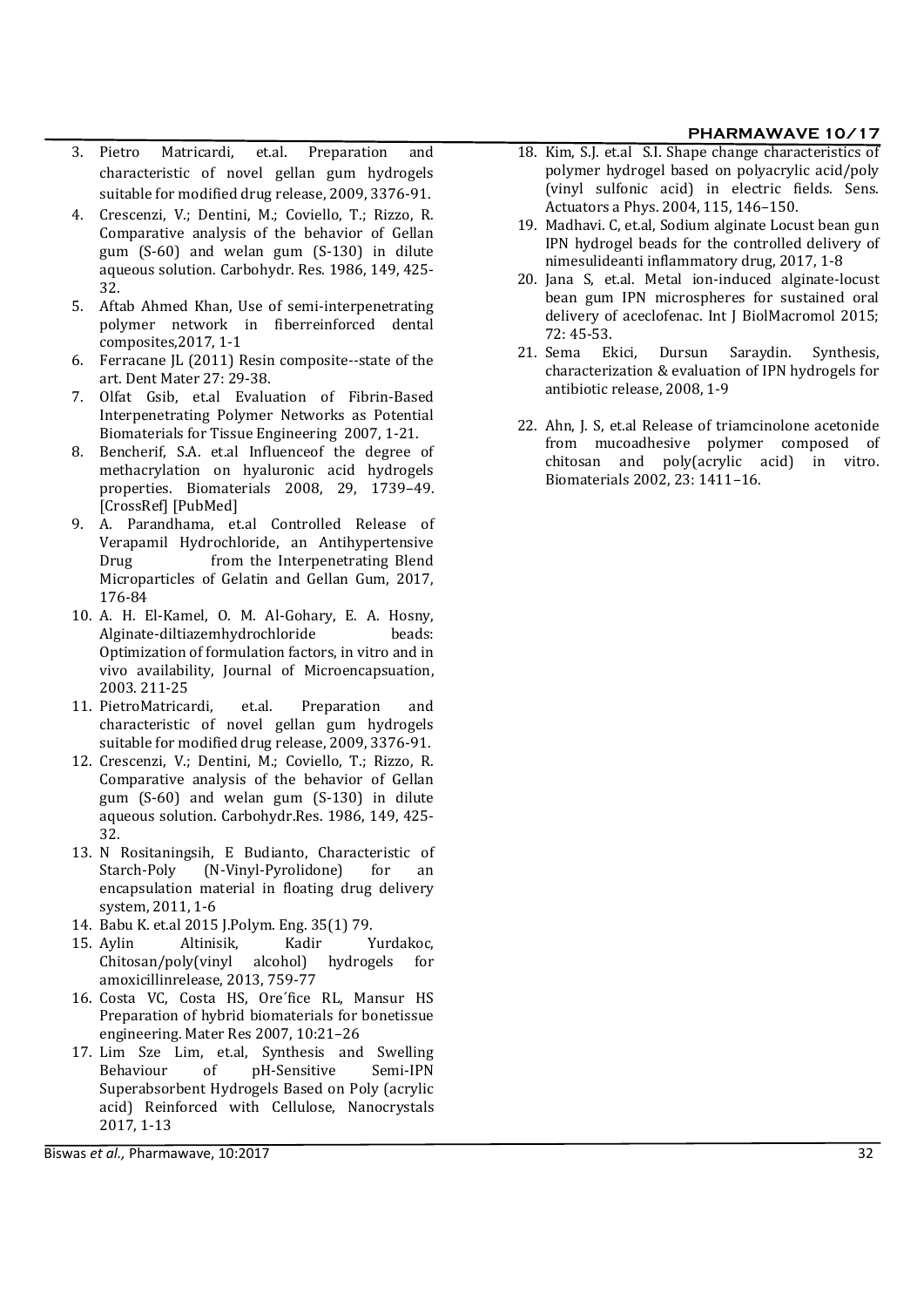3. Pietro Matricardi, et.al. Preparation and characteristic of novel gellan gum hydrogels suitable for modified drug release, 2009, 3376-91.
4. Crescenzi, V.; Dentini, M.; Coviello, T.; Rizzo, R. Comparative analysis of the behavior of Gellan gum (S-60) and welan gum (S-130) in dilute aqueous solution. Carbohydr. Res. 1986, 149, 425-32.
5. Aftab Ahmed Khan, Use of semi-interpenetrating polymer network in fiberreinforced dental composites,2017, 1-1
6. Ferracane JL (2011) Resin composite--state of the art. Dent Mater 27: 29-38.
7. Olfat Gsib, et.al Evaluation of Fibrin-Based Interpenetrating Polymer Networks as Potential Biomaterials for Tissue Engineering 2007, 1-21.
8. Bencherif, S.A. et.al Influenceof the degree of methacrylation on hyaluronic acid hydrogels properties. Biomaterials 2008, 29, 1739–49. [CrossRef] [PubMed]
9. A. Parandhama, et.al Controlled Release of Verapamil Hydrochloride, an Antihypertensive Drug from the Interpenetrating Blend Microparticles of Gelatin and Gellan Gum, 2017, 176-84
10. A. H. El-Kamel, O. M. Al-Gohary, E. A. Hosny, Alginate-diltiazemhydrochloride beads: Optimization of formulation factors, in vitro and in vivo availability, Journal of Microencapsuation, 2003. 211-25
11. PietroMatricardi, et.al. Preparation and characteristic of novel gellan gum hydrogels suitable for modified drug release, 2009, 3376-91.
12. Crescenzi, V.; Dentini, M.; Coviello, T.; Rizzo, R. Comparative analysis of the behavior of Gellan gum (S-60) and welan gum (S-130) in dilute aqueous solution. Carbohydr.Res. 1986, 149, 425-32.
13. N Rositaningsih, E Budianto, Characteristic of Starch-Poly (N-Vinyl-Pyrolidone) for an encapsulation material in floating drug delivery system, 2011, 1-6
14. Babu K. et.al 2015 J.Polym. Eng. 35(1) 79.
15. Aylin Altinisik, Kadir Yurdakoc, Chitosan/poly(vinyl alcohol) hydrogels for amoxicillinrelease, 2013, 759-77
16. Costa VC, Costa HS, Ore´fice RL, Mansur HS Preparation of hybrid biomaterials for bonetissue engineering. Mater Res 2007, 10:21–26
17. Lim Sze Lim, et.al, Synthesis and Swelling Behaviour of pH-Sensitive Semi-IPN Superabsorbent Hydrogels Based on Poly (acrylic acid) Reinforced with Cellulose, Nanocrystals 2017, 1-13
18. Kim, S.J. et.al S.I. Shape change characteristics of polymer hydrogel based on polyacrylic acid/poly (vinyl sulfonic acid) in electric fields. Sens. Actuators a Phys. 2004, 115, 146–150.
19. Madhavi. C, et.al, Sodium alginate Locust bean gun IPN hydrogel beads for the controlled delivery of nimesulideanti inflammatory drug, 2017, 1-8
20. Jana S, et.al. Metal ion-induced alginate-locust bean gum IPN microspheres for sustained oral delivery of aceclofenac. Int J BiolMacromol 2015; 72: 45-53.
21. Sema Ekici, Dursun Saraydin. Synthesis, characterization & evaluation of IPN hydrogels for antibiotic release, 2008, 1-9
22. Ahn, J. S, et.al Release of triamcinolone acetonide from mucoadhesive polymer composed of chitosan and poly(acrylic acid) in vitro. Biomaterials 2002, 23: 1411–16.